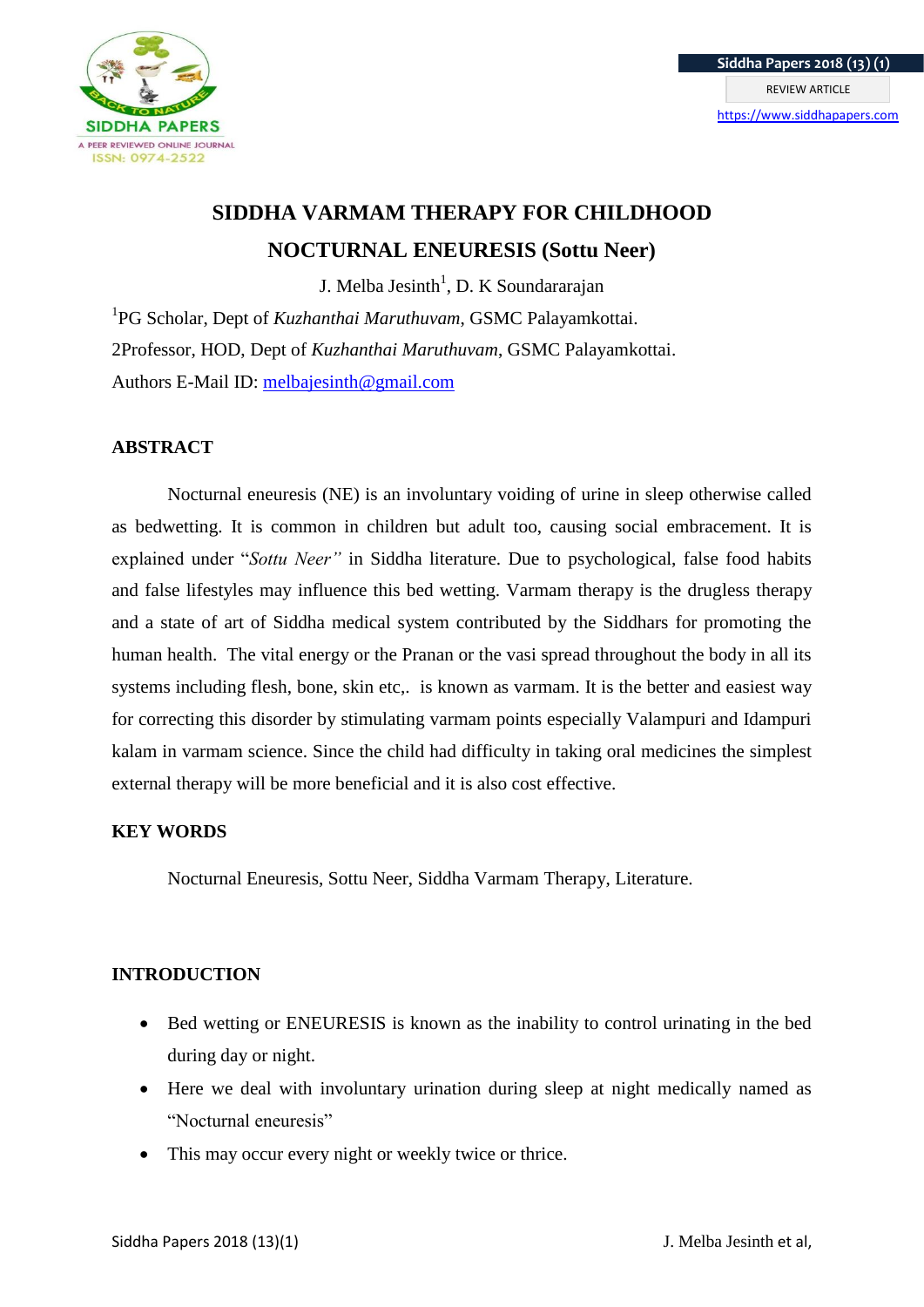# SIDDHA VARMAM THERAPY FOR CHILDHOOD NOCTURNAL ENEURESIS (Sottu Neer)

J. Melba Jesinth[1], D. K Soundararajan

[1]PG Scholar, Dept of *Kuzhanthai Maruthuvam*, GSMC Palayamkottai.

2Professor, HOD, Dept of *Kuzhanthai Maruthuvam*, GSMC Palayamkottai.

Authors E-Mail ID: melbajesinth@gmail.com

## ABSTRACT

Nocturnal eneuresis (NE) is an involuntary voiding of urine in sleep otherwise called as bedwetting. It is common in children but adult too, causing social embracement. It is explained under "*Sottu Neer"* in Siddha literature. Due to psychological, false food habits and false lifestyles may influence this bed wetting. Varmam therapy is the drugless therapy and a state of art of Siddha medical system contributed by the Siddhars for promoting the human health. The vital energy or the Pranan or the vasi spread throughout the body in all its systems including flesh, bone, skin etc,. is known as varmam. It is the better and easiest way for correcting this disorder by stimulating varmam points especially Valampuri and Idampuri kalam in varmam science. Since the child had difficulty in taking oral medicines the simplest external therapy will be more beneficial and it is also cost effective.

## KEY WORDS

Nocturnal Eneuresis, Sottu Neer, Siddha Varmam Therapy, Literature.

## INTRODUCTION

- Bed wetting or ENEURESIS is known as the inability to control urinating in the bed during day or night.
- Here we deal with involuntary urination during sleep at night medically named as "Nocturnal eneuresis"
- This may occur every night or weekly twice or thrice.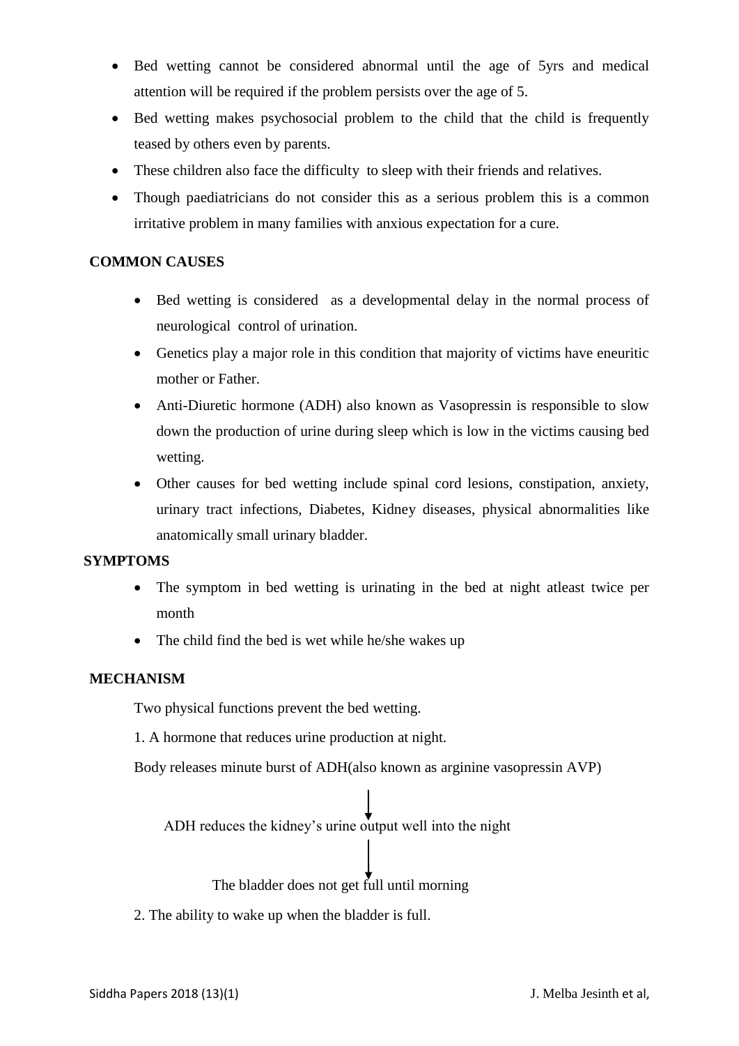- Bed wetting cannot be considered abnormal until the age of 5yrs and medical attention will be required if the problem persists over the age of 5.
- Bed wetting makes psychosocial problem to the child that the child is frequently teased by others even by parents.
- These children also face the difficulty to sleep with their friends and relatives.
- Though paediatricians do not consider this as a serious problem this is a common irritative problem in many families with anxious expectation for a cure.

**COMMON CAUSES**

- Bed wetting is considered as a developmental delay in the normal process of neurological control of urination.
- Genetics play a major role in this condition that majority of victims have eneuritic mother or Father.
- Anti-Diuretic hormone (ADH) also known as Vasopressin is responsible to slow down the production of urine during sleep which is low in the victims causing bed wetting.
- Other causes for bed wetting include spinal cord lesions, constipation, anxiety, urinary tract infections, Diabetes, Kidney diseases, physical abnormalities like anatomically small urinary bladder.

**SYMPTOMS**

- The symptom in bed wetting is urinating in the bed at night atleast twice per month
- The child find the bed is wet while he/she wakes up

**MECHANISM**

Two physical functions prevent the bed wetting.

1. A hormone that reduces urine production at night.

Body releases minute burst of ADH(also known as arginine vasopressin AVP)

↓

ADH reduces the kidney's urine output well into the night

↓

The bladder does not get full until morning

2. The ability to wake up when the bladder is full.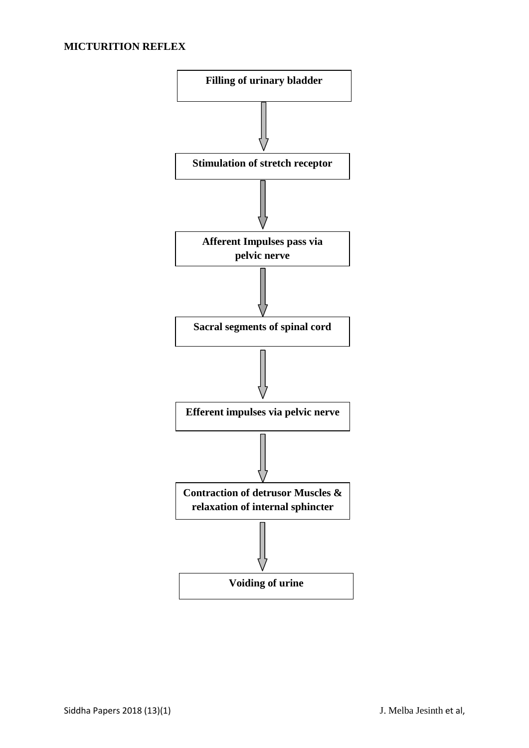**MICTURITION REFLEX**

Filling of urinary bladder

↓

Stimulation of stretch receptor

↓

Afferent Impulses pass via pelvic nerve

↓

Sacral segments of spinal cord

↓

Efferent impulses via pelvic nerve

↓

Contraction of detrusor Muscles & relaxation of internal sphincter

↓

Voiding of urine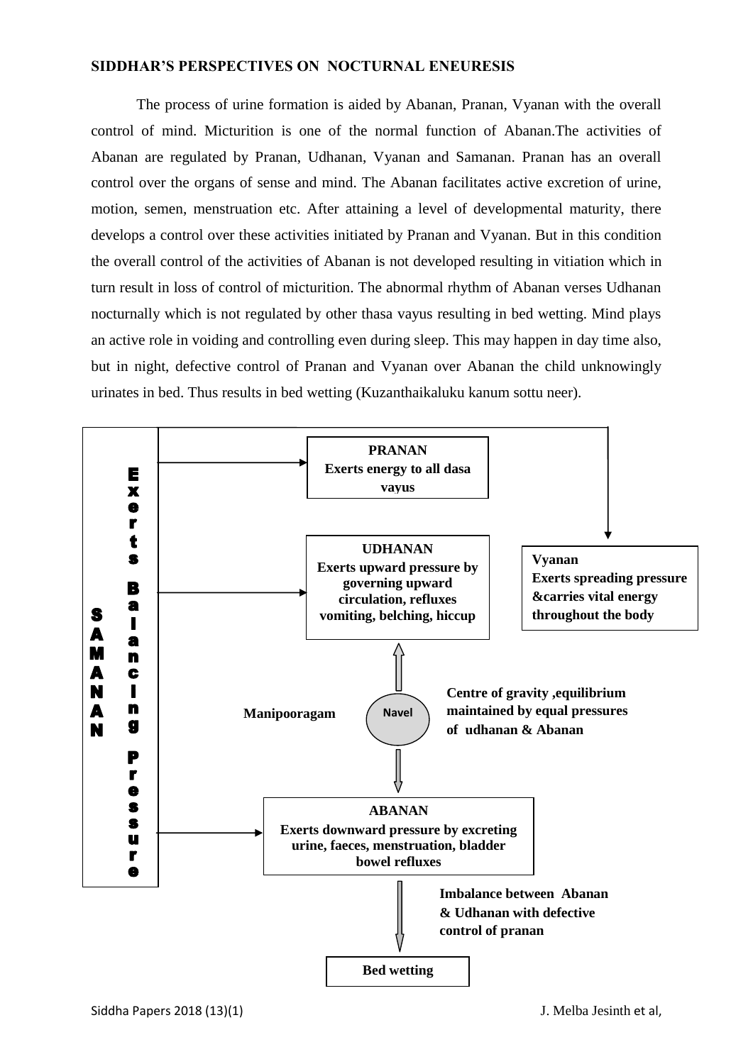## SIDDHAR'S PERSPECTIVES ON NOCTURNAL ENEURESIS

The process of urine formation is aided by Abanan, Pranan, Vyanan with the overall control of mind. Micturition is one of the normal function of Abanan.The activities of Abanan are regulated by Pranan, Udhanan, Vyanan and Samanan. Pranan has an overall control over the organs of sense and mind. The Abanan facilitates active excretion of urine, motion, semen, menstruation etc. After attaining a level of developmental maturity, there develops a control over these activities initiated by Pranan and Vyanan. But in this condition the overall control of the activities of Abanan is not developed resulting in vitiation which in turn result in loss of control of micturition. The abnormal rhythm of Abanan verses Udhanan nocturnally which is not regulated by other thasa vayus resulting in bed wetting. Mind plays an active role in voiding and controlling even during sleep. This may happen in day time also, but in night, defective control of Pranan and Vyanan over Abanan the child unknowingly urinates in bed. Thus results in bed wetting (Kuzanthaikaluku kanum sottu neer).

**SAMANAN** — Exerts Balancing Pressure

**PRANAN** — Exerts energy to all dasa vayus

**UDHANAN** — Exerts upward pressure by governing upward circulation, refluxes vomiting, belching, hiccup

**Vyanan** — Exerts spreading pressure &carries vital energy throughout the body

**Manipooragam** — Navel — **Centre of gravity ,equilibrium maintained by equal pressures of udhanan & Abanan**

**ABANAN** — Exerts downward pressure by excreting urine, faeces, menstruation, bladder bowel refluxes

**Imbalance between Abanan & Udhanan with defective control of pranan**

**Bed wetting**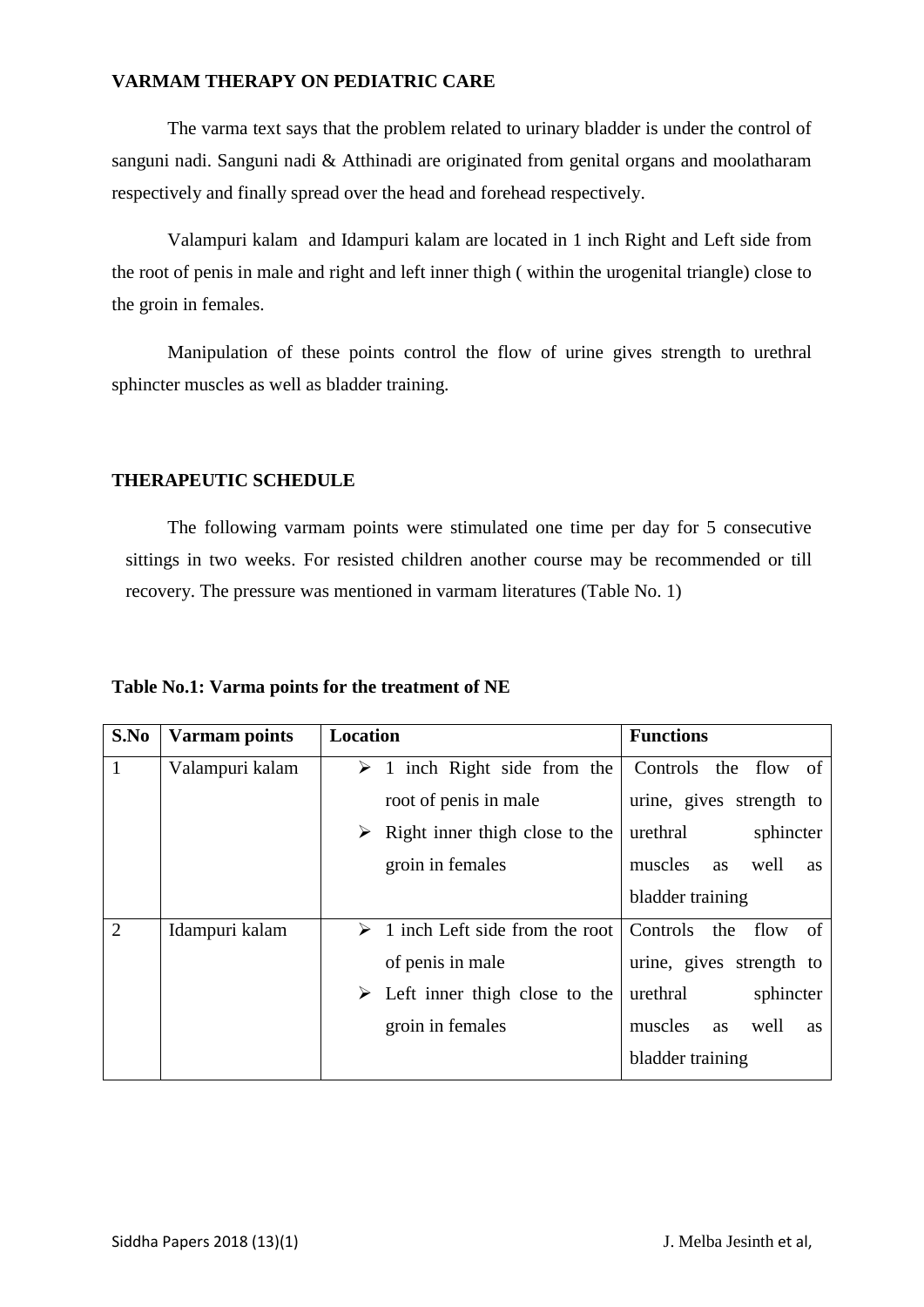### VARMAM THERAPY ON PEDIATRIC CARE

The varma text says that the problem related to urinary bladder is under the control of sanguni nadi. Sanguni nadi & Atthinadi are originated from genital organs and moolatharam respectively and finally spread over the head and forehead respectively.

Valampuri kalam and Idampuri kalam are located in 1 inch Right and Left side from the root of penis in male and right and left inner thigh ( within the urogenital triangle) close to the groin in females.

Manipulation of these points control the flow of urine gives strength to urethral sphincter muscles as well as bladder training.

### THERAPEUTIC SCHEDULE

The following varmam points were stimulated one time per day for 5 consecutive sittings in two weeks. For resisted children another course may be recommended or till recovery. The pressure was mentioned in varmam literatures (Table No. 1)

**Table No.1: Varma points for the treatment of NE**

| S.No | Varmam points | Location | Functions |
|---|---|---|---|
| 1 | Valampuri kalam | ➢ 1 inch Right side from the root of penis in male<br>➢ Right inner thigh close to the groin in females | Controls the flow of urine, gives strength to urethral sphincter muscles as well as bladder training |
| 2 | Idampuri kalam | ➢ 1 inch Left side from the root of penis in male<br>➢ Left inner thigh close to the groin in females | Controls the flow of urine, gives strength to urethral sphincter muscles as well as bladder training |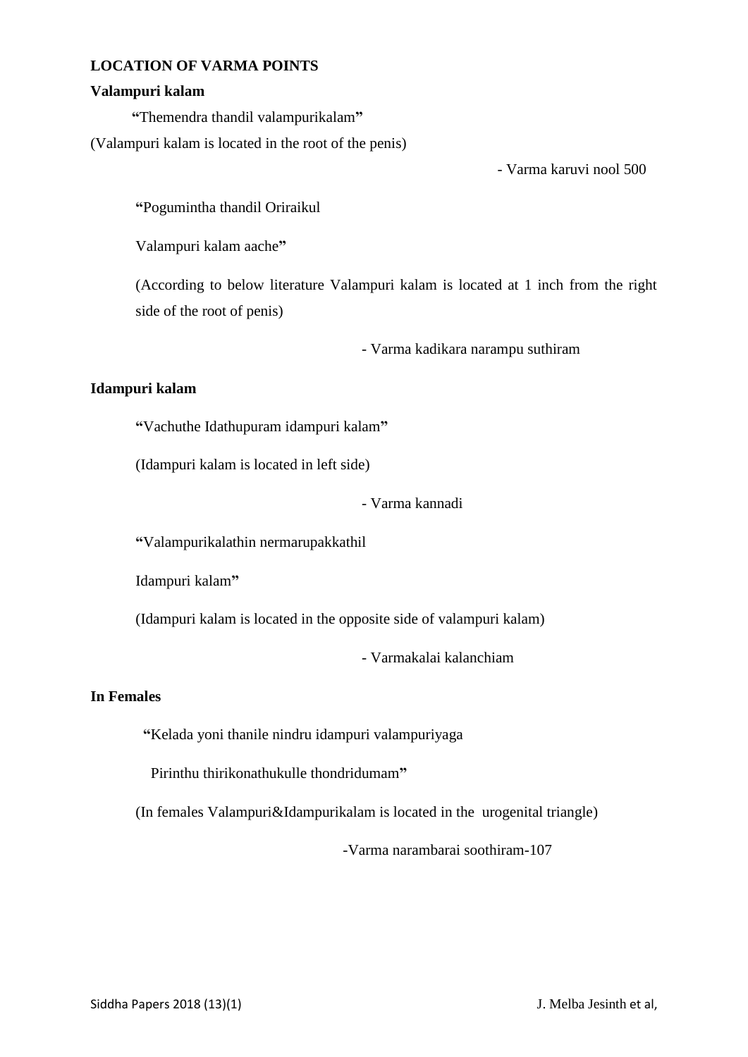**LOCATION OF VARMA POINTS**

**Valampuri kalam**

"Themendra thandil valampurikalam"

(Valampuri kalam is located in the root of the penis)

- Varma karuvi nool 500

"Pogumintha thandil Oriraikul

Valampuri kalam aache"

(According to below literature Valampuri kalam is located at 1 inch from the right side of the root of penis)

- Varma kadikara narampu suthiram

**Idampuri kalam**

"Vachuthe Idathupuram idampuri kalam"

(Idampuri kalam is located in left side)

- Varma kannadi

"Valampurikalathin nermarupakkathil

Idampuri kalam"

(Idampuri kalam is located in the opposite side of valampuri kalam)

- Varmakalai kalanchiam

**In Females**

"Kelada yoni thanile nindru idampuri valampuriyaga

Pirinthu thirikonathukulle thondridumam"

(In females Valampuri&Idampurikalam is located in the urogenital triangle)

-Varma narambarai soothiram-107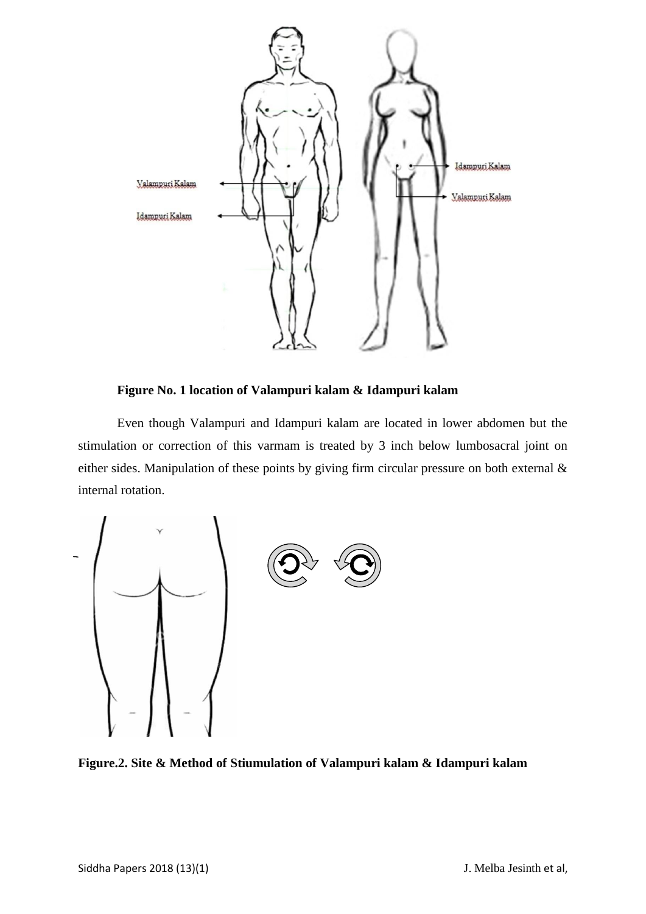**Figure No. 1 location of Valampuri kalam & Idampuri kalam**

Even though Valampuri and Idampuri kalam are located in lower abdomen but the stimulation or correction of this varmam is treated by 3 inch below lumbosacral joint on either sides. Manipulation of these points by giving firm circular pressure on both external & internal rotation.

**Figure.2. Site & Method of Stiumulation of Valampuri kalam & Idampuri kalam**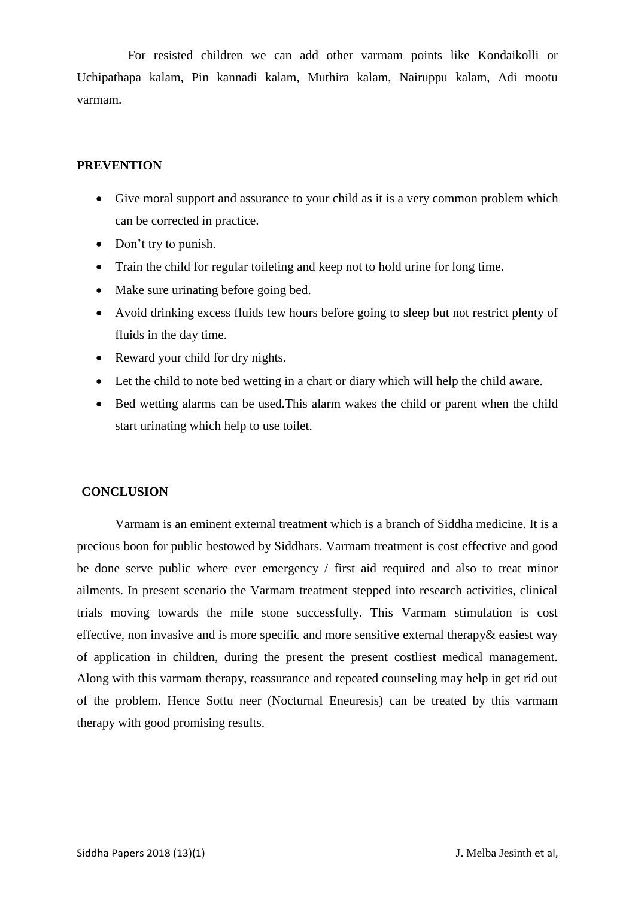For resisted children we can add other varmam points like Kondaikolli or Uchipathapa kalam, Pin kannadi kalam, Muthira kalam, Nairuppu kalam, Adi mootu varmam.

## PREVENTION

- Give moral support and assurance to your child as it is a very common problem which can be corrected in practice.
- Don't try to punish.
- Train the child for regular toileting and keep not to hold urine for long time.
- Make sure urinating before going bed.
- Avoid drinking excess fluids few hours before going to sleep but not restrict plenty of fluids in the day time.
- Reward your child for dry nights.
- Let the child to note bed wetting in a chart or diary which will help the child aware.
- Bed wetting alarms can be used.This alarm wakes the child or parent when the child start urinating which help to use toilet.

## CONCLUSION

Varmam is an eminent external treatment which is a branch of Siddha medicine. It is a precious boon for public bestowed by Siddhars. Varmam treatment is cost effective and good be done serve public where ever emergency / first aid required and also to treat minor ailments. In present scenario the Varmam treatment stepped into research activities, clinical trials moving towards the mile stone successfully. This Varmam stimulation is cost effective, non invasive and is more specific and more sensitive external therapy& easiest way of application in children, during the present the present costliest medical management. Along with this varmam therapy, reassurance and repeated counseling may help in get rid out of the problem. Hence Sottu neer (Nocturnal Eneuresis) can be treated by this varmam therapy with good promising results.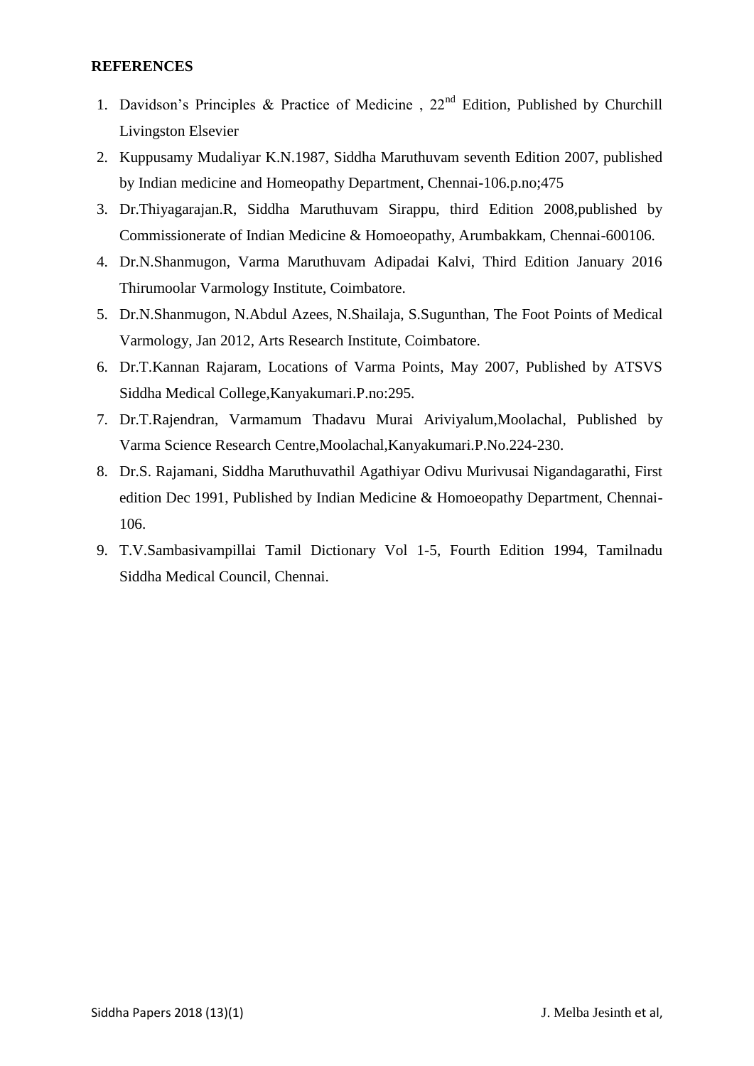**REFERENCES**

1. Davidson's Principles & Practice of Medicine , 22nd Edition, Published by Churchill Livingston Elsevier
2. Kuppusamy Mudaliyar K.N.1987, Siddha Maruthuvam seventh Edition 2007, published by Indian medicine and Homeopathy Department, Chennai-106.p.no;475
3. Dr.Thiyagarajan.R, Siddha Maruthuvam Sirappu, third Edition 2008,published by Commissionerate of Indian Medicine & Homoeopathy, Arumbakkam, Chennai-600106.
4. Dr.N.Shanmugon, Varma Maruthuvam Adipadai Kalvi, Third Edition January 2016 Thirumoolar Varmology Institute, Coimbatore.
5. Dr.N.Shanmugon, N.Abdul Azees, N.Shailaja, S.Sugunthan, The Foot Points of Medical Varmology, Jan 2012, Arts Research Institute, Coimbatore.
6. Dr.T.Kannan Rajaram, Locations of Varma Points, May 2007, Published by ATSVS Siddha Medical College,Kanyakumari.P.no:295.
7. Dr.T.Rajendran, Varmamum Thadavu Murai Ariviyalum,Moolachal, Published by Varma Science Research Centre,Moolachal,Kanyakumari.P.No.224-230.
8. Dr.S. Rajamani, Siddha Maruthuvathil Agathiyar Odivu Murivusai Nigandagarathi, First edition Dec 1991, Published by Indian Medicine & Homoeopathy Department, Chennai-106.
9. T.V.Sambasivampillai Tamil Dictionary Vol 1-5, Fourth Edition 1994, Tamilnadu Siddha Medical Council, Chennai.